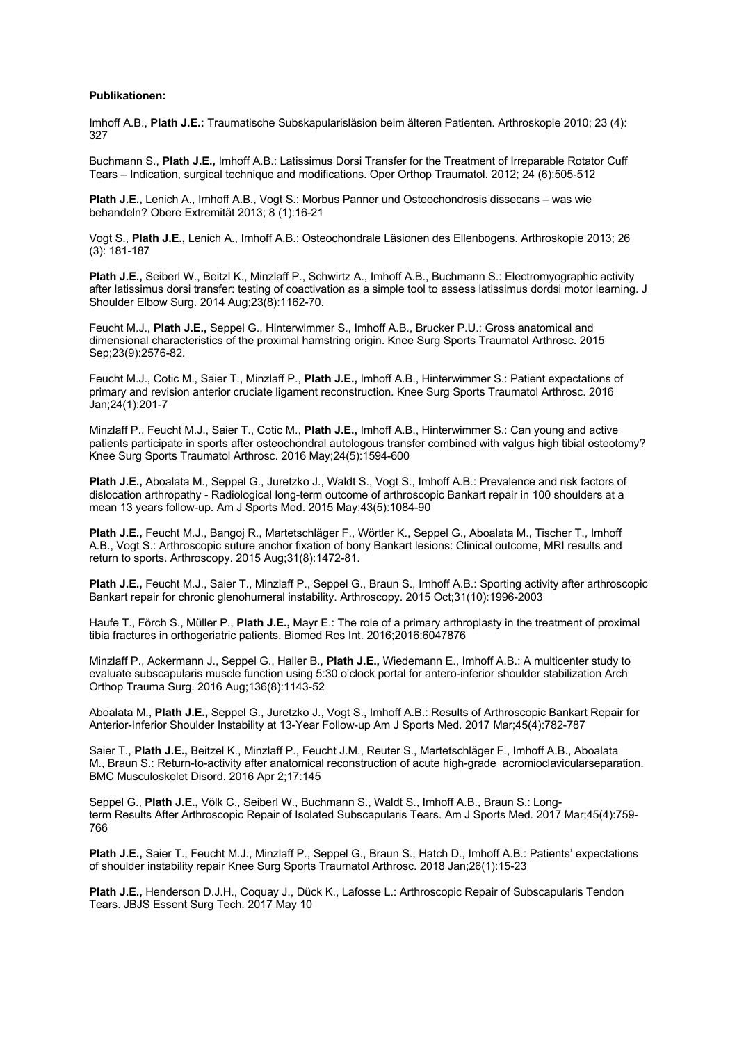**Publikationen:**

Imhoff A.B., **Plath J.E.:** Traumatische Subskapularisläsion beim älteren Patienten. Arthroskopie 2010; 23 (4): 327

Buchmann S., **Plath J.E.,** Imhoff A.B.: Latissimus Dorsi Transfer for the Treatment of Irreparable Rotator Cuff Tears – Indication, surgical technique and modifications. Oper Orthop Traumatol. 2012; 24 (6):505-512

**Plath J.E.,** Lenich A., Imhoff A.B., Vogt S.: Morbus Panner und Osteochondrosis dissecans – was wie behandeln? Obere Extremität 2013; 8 (1):16-21

Vogt S., **Plath J.E.,** Lenich A., Imhoff A.B.: Osteochondrale Läsionen des Ellenbogens. Arthroskopie 2013; 26 (3): 181-187

**Plath J.E.,** Seiberl W., Beitzl K., Minzlaff P., Schwirtz A., Imhoff A.B., Buchmann S.: Electromyographic activity after latissimus dorsi transfer: testing of coactivation as a simple tool to assess latissimus dordsi motor learning. J Shoulder Elbow Surg. 2014 Aug;23(8):1162-70.

Feucht M.J., **Plath J.E.,** Seppel G., Hinterwimmer S., Imhoff A.B., Brucker P.U.: Gross anatomical and dimensional characteristics of the proximal hamstring origin. Knee Surg Sports Traumatol Arthrosc. 2015 Sep;23(9):2576-82.

Feucht M.J., Cotic M., Saier T., Minzlaff P., **Plath J.E.,** Imhoff A.B., Hinterwimmer S.: Patient expectations of primary and revision anterior cruciate ligament reconstruction. Knee Surg Sports Traumatol Arthrosc. 2016 Jan;24(1):201-7

Minzlaff P., Feucht M.J., Saier T., Cotic M., **Plath J.E.,** Imhoff A.B., Hinterwimmer S.: Can young and active patients participate in sports after osteochondral autologous transfer combined with valgus high tibial osteotomy? Knee Surg Sports Traumatol Arthrosc. 2016 May;24(5):1594-600

**Plath J.E.,** Aboalata M., Seppel G., Juretzko J., Waldt S., Vogt S., Imhoff A.B.: Prevalence and risk factors of dislocation arthropathy - Radiological long-term outcome of arthroscopic Bankart repair in 100 shoulders at a mean 13 years follow-up. Am J Sports Med. 2015 May;43(5):1084-90

**Plath J.E.,** Feucht M.J., Bangoj R., Martetschläger F., Wörtler K., Seppel G., Aboalata M., Tischer T., Imhoff A.B., Vogt S.: Arthroscopic suture anchor fixation of bony Bankart lesions: Clinical outcome, MRI results and return to sports. Arthroscopy. 2015 Aug;31(8):1472-81.

**Plath J.E.,** Feucht M.J., Saier T., Minzlaff P., Seppel G., Braun S., Imhoff A.B.: Sporting activity after arthroscopic Bankart repair for chronic glenohumeral instability. Arthroscopy. 2015 Oct;31(10):1996-2003

Haufe T., Förch S., Müller P., **Plath J.E.,** Mayr E.: The role of a primary arthroplasty in the treatment of proximal tibia fractures in orthogeriatric patients. Biomed Res Int. 2016;2016:6047876

Minzlaff P., Ackermann J., Seppel G., Haller B., **Plath J.E.,** Wiedemann E., Imhoff A.B.: A multicenter study to evaluate subscapularis muscle function using 5:30 o'clock portal for antero-inferior shoulder stabilization Arch Orthop Trauma Surg. 2016 Aug;136(8):1143-52

Aboalata M., **Plath J.E.,** Seppel G., Juretzko J., Vogt S., Imhoff A.B.: Results of Arthroscopic Bankart Repair for Anterior-Inferior Shoulder Instability at 13-Year Follow-up Am J Sports Med. 2017 Mar;45(4):782-787

Saier T., **Plath J.E.,** Beitzel K., Minzlaff P., Feucht J.M., Reuter S., Martetschläger F., Imhoff A.B., Aboalata M., Braun S.: Return-to-activity after anatomical reconstruction of acute high-grade acromioclavicularseparation. BMC Musculoskelet Disord. 2016 Apr 2;17:145

Seppel G., **Plath J.E.,** Völk C., Seiberl W., Buchmann S., Waldt S., Imhoff A.B., Braun S.: Long-term Results After Arthroscopic Repair of Isolated Subscapularis Tears. Am J Sports Med. 2017 Mar;45(4):759-766

**Plath J.E.,** Saier T., Feucht M.J., Minzlaff P., Seppel G., Braun S., Hatch D., Imhoff A.B.: Patients' expectations of shoulder instability repair Knee Surg Sports Traumatol Arthrosc. 2018 Jan;26(1):15-23

**Plath J.E.,** Henderson D.J.H., Coquay J., Dück K., Lafosse L.: Arthroscopic Repair of Subscapularis Tendon Tears. JBJS Essent Surg Tech. 2017 May 10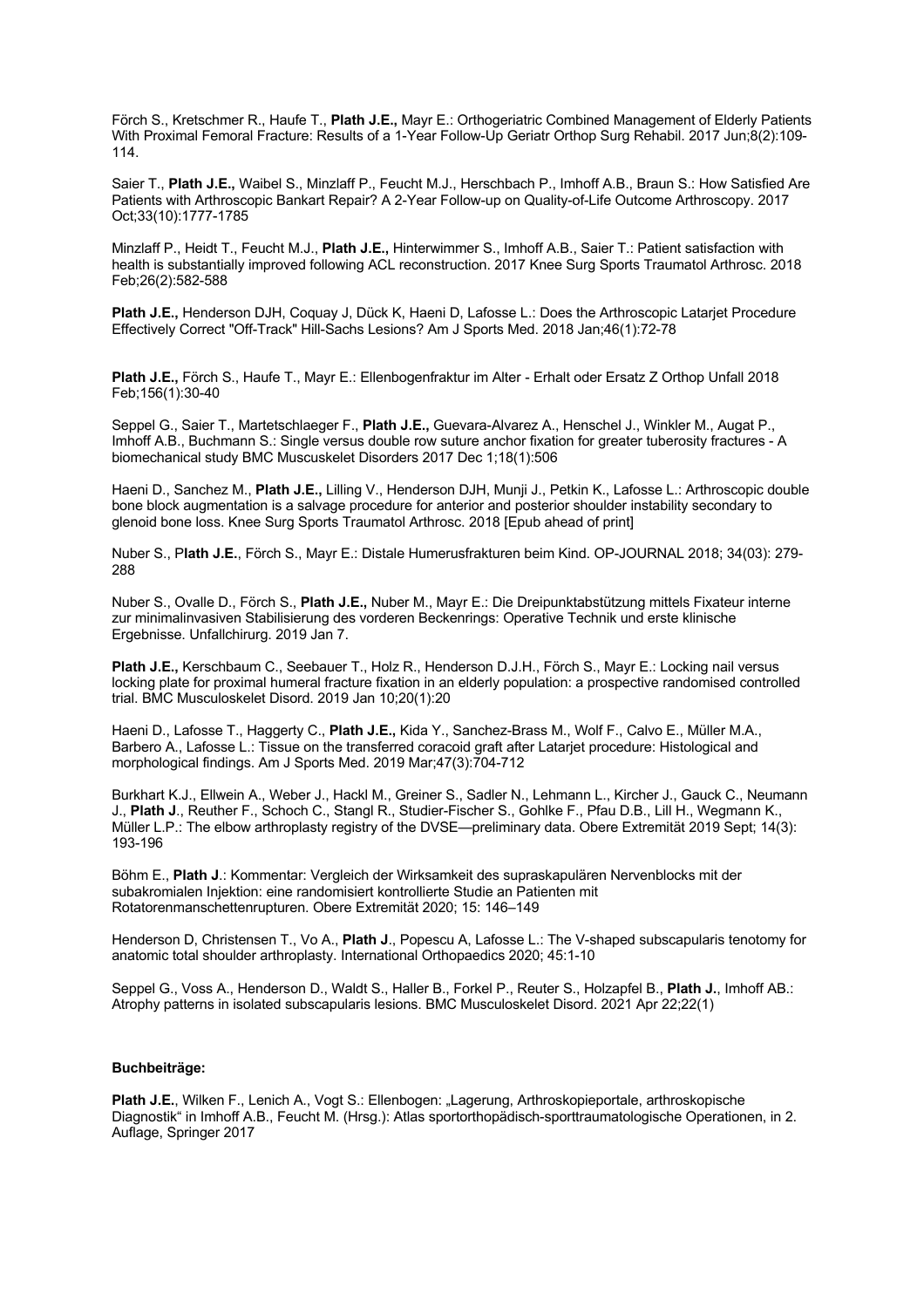Förch S., Kretschmer R., Haufe T., **Plath J.E.,** Mayr E.: Orthogeriatric Combined Management of Elderly Patients With Proximal Femoral Fracture: Results of a 1-Year Follow-Up Geriatr Orthop Surg Rehabil. 2017 Jun;8(2):109-114.

Saier T., **Plath J.E.,** Waibel S., Minzlaff P., Feucht M.J., Herschbach P., Imhoff A.B., Braun S.: How Satisfied Are Patients with Arthroscopic Bankart Repair? A 2-Year Follow-up on Quality-of-Life Outcome Arthroscopy. 2017 Oct;33(10):1777-1785

Minzlaff P., Heidt T., Feucht M.J., **Plath J.E.,** Hinterwimmer S., Imhoff A.B., Saier T.: Patient satisfaction with health is substantially improved following ACL reconstruction. 2017 Knee Surg Sports Traumatol Arthrosc. 2018 Feb;26(2):582-588

**Plath J.E.,** Henderson DJH, Coquay J, Dück K, Haeni D, Lafosse L.: Does the Arthroscopic Latarjet Procedure Effectively Correct "Off-Track" Hill-Sachs Lesions? Am J Sports Med. 2018 Jan;46(1):72-78

**Plath J.E.,** Förch S., Haufe T., Mayr E.: Ellenbogenfraktur im Alter - Erhalt oder Ersatz Z Orthop Unfall 2018 Feb;156(1):30-40

Seppel G., Saier T., Martetschlaeger F., **Plath J.E.,** Guevara-Alvarez A., Henschel J., Winkler M., Augat P., Imhoff A.B., Buchmann S.: Single versus double row suture anchor fixation for greater tuberosity fractures - A biomechanical study BMC Muscuskelet Disorders 2017 Dec 1;18(1):506

Haeni D., Sanchez M., **Plath J.E.,** Lilling V., Henderson DJH, Munji J., Petkin K., Lafosse L.: Arthroscopic double bone block augmentation is a salvage procedure for anterior and posterior shoulder instability secondary to glenoid bone loss. Knee Surg Sports Traumatol Arthrosc. 2018 [Epub ahead of print]

Nuber S., P**lath J.E.**, Förch S., Mayr E.: Distale Humerusfrakturen beim Kind. OP-JOURNAL 2018; 34(03): 279-288

Nuber S., Ovalle D., Förch S., **Plath J.E.,** Nuber M., Mayr E.: Die Dreipunktabstützung mittels Fixateur interne zur minimalinvasiven Stabilisierung des vorderen Beckenrings: Operative Technik und erste klinische Ergebnisse. Unfallchirurg. 2019 Jan 7.

**Plath J.E.,** Kerschbaum C., Seebauer T., Holz R., Henderson D.J.H., Förch S., Mayr E.: Locking nail versus locking plate for proximal humeral fracture fixation in an elderly population: a prospective randomised controlled trial. BMC Musculoskelet Disord. 2019 Jan 10;20(1):20

Haeni D., Lafosse T., Haggerty C., **Plath J.E.,** Kida Y., Sanchez-Brass M., Wolf F., Calvo E., Müller M.A., Barbero A., Lafosse L.: Tissue on the transferred coracoid graft after Latarjet procedure: Histological and morphological findings. Am J Sports Med. 2019 Mar;47(3):704-712

Burkhart K.J., Ellwein A., Weber J., Hackl M., Greiner S., Sadler N., Lehmann L., Kircher J., Gauck C., Neumann J., **Plath J**., Reuther F., Schoch C., Stangl R., Studier-Fischer S., Gohlke F., Pfau D.B., Lill H., Wegmann K., Müller L.P.: The elbow arthroplasty registry of the DVSE—preliminary data. Obere Extremität 2019 Sept; 14(3): 193-196

Böhm E., **Plath J**.: Kommentar: Vergleich der Wirksamkeit des supraskapulären Nervenblocks mit der subakromialen Injektion: eine randomisiert kontrollierte Studie an Patienten mit Rotatorenmanschettenrupturen. Obere Extremität 2020; 15: 146–149

Henderson D, Christensen T., Vo A., **Plath J**., Popescu A, Lafosse L.: The V-shaped subscapularis tenotomy for anatomic total shoulder arthroplasty. International Orthopaedics 2020; 45:1-10

Seppel G., Voss A., Henderson D., Waldt S., Haller B., Forkel P., Reuter S., Holzapfel B., **Plath J.**, Imhoff AB.: Atrophy patterns in isolated subscapularis lesions. BMC Musculoskelet Disord. 2021 Apr 22;22(1)

**Buchbeiträge:**

**Plath J.E.**, Wilken F., Lenich A., Vogt S.: Ellenbogen: „Lagerung, Arthroskopieportale, arthroskopische Diagnostik" in Imhoff A.B., Feucht M. (Hrsg.): Atlas sportorthopädisch-sporttraumatologische Operationen, in 2. Auflage, Springer 2017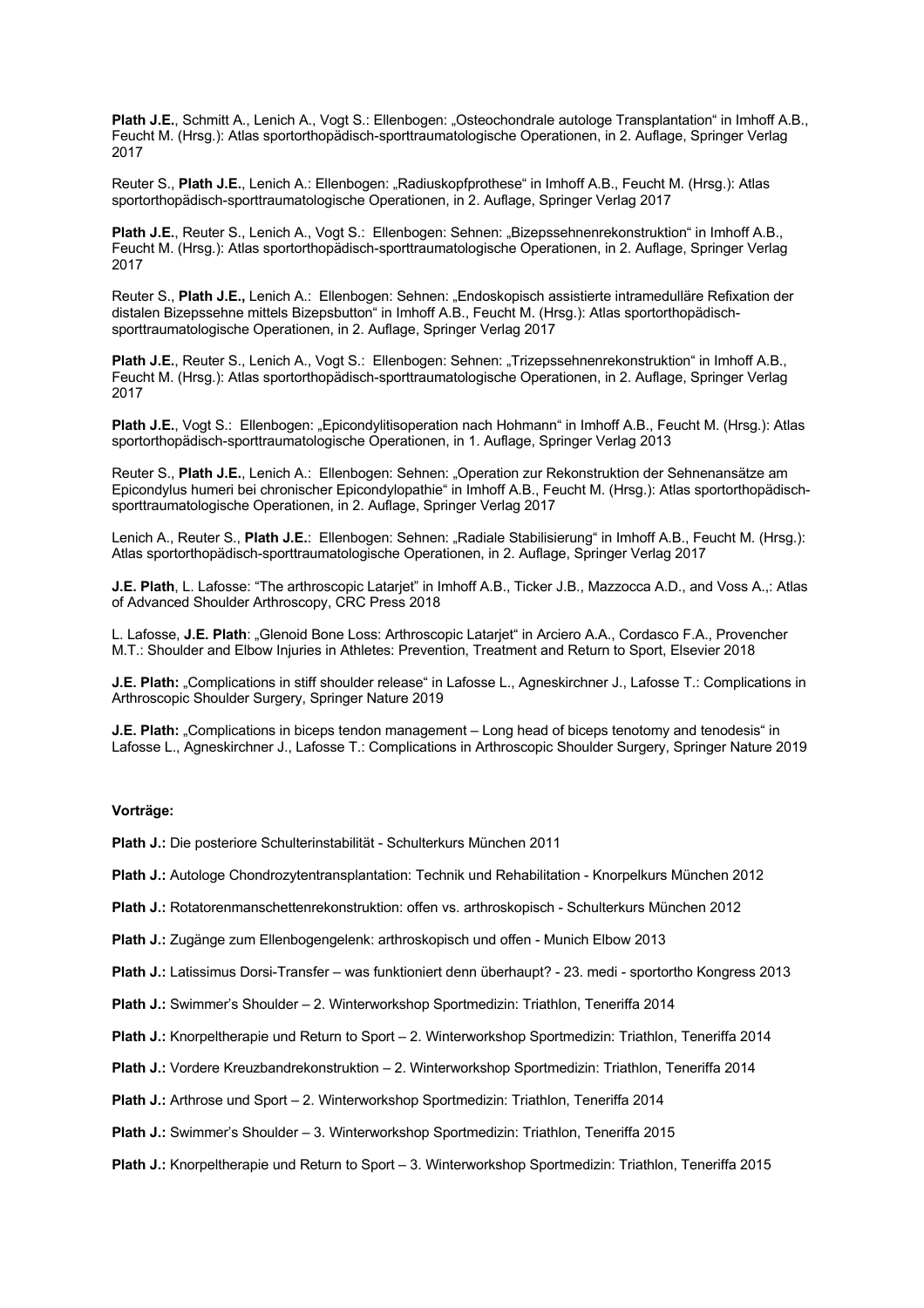**Plath J.E.**, Schmitt A., Lenich A., Vogt S.: Ellenbogen: „Osteochondrale autologe Transplantation" in Imhoff A.B., Feucht M. (Hrsg.): Atlas sportorthopädisch-sporttraumatologische Operationen, in 2. Auflage, Springer Verlag 2017

Reuter S., **Plath J.E.**, Lenich A.: Ellenbogen: „Radiuskopfprothese" in Imhoff A.B., Feucht M. (Hrsg.): Atlas sportorthopädisch-sporttraumatologische Operationen, in 2. Auflage, Springer Verlag 2017

**Plath J.E.**, Reuter S., Lenich A., Vogt S.: Ellenbogen: Sehnen: „Bizepssehnenrekonstruktion" in Imhoff A.B., Feucht M. (Hrsg.): Atlas sportorthopädisch-sporttraumatologische Operationen, in 2. Auflage, Springer Verlag 2017

Reuter S., **Plath J.E.,** Lenich A.: Ellenbogen: Sehnen: „Endoskopisch assistierte intramedulläre Refixation der distalen Bizepssehne mittels Bizepsbutton" in Imhoff A.B., Feucht M. (Hrsg.): Atlas sportorthopädisch-sporttraumatologische Operationen, in 2. Auflage, Springer Verlag 2017

**Plath J.E.**, Reuter S., Lenich A., Vogt S.: Ellenbogen: Sehnen: „Trizepssehnenrekonstruktion" in Imhoff A.B., Feucht M. (Hrsg.): Atlas sportorthopädisch-sporttraumatologische Operationen, in 2. Auflage, Springer Verlag 2017

**Plath J.E.**, Vogt S.: Ellenbogen: „Epicondylitisoperation nach Hohmann" in Imhoff A.B., Feucht M. (Hrsg.): Atlas sportorthopädisch-sporttraumatologische Operationen, in 1. Auflage, Springer Verlag 2013

Reuter S., **Plath J.E.**, Lenich A.: Ellenbogen: Sehnen: „Operation zur Rekonstruktion der Sehnenansätze am Epicondylus humeri bei chronischer Epicondylopathie" in Imhoff A.B., Feucht M. (Hrsg.): Atlas sportorthopädisch-sporttraumatologische Operationen, in 2. Auflage, Springer Verlag 2017

Lenich A., Reuter S., **Plath J.E.**: Ellenbogen: Sehnen: „Radiale Stabilisierung" in Imhoff A.B., Feucht M. (Hrsg.): Atlas sportorthopädisch-sporttraumatologische Operationen, in 2. Auflage, Springer Verlag 2017

**J.E. Plath**, L. Lafosse: "The arthroscopic Latarjet" in Imhoff A.B., Ticker J.B., Mazzocca A.D., and Voss A.,: Atlas of Advanced Shoulder Arthroscopy, CRC Press 2018

L. Lafosse, **J.E. Plath**: „Glenoid Bone Loss: Arthroscopic Latarjet" in Arciero A.A., Cordasco F.A., Provencher M.T.: Shoulder and Elbow Injuries in Athletes: Prevention, Treatment and Return to Sport, Elsevier 2018

**J.E. Plath:** „Complications in stiff shoulder release" in Lafosse L., Agneskirchner J., Lafosse T.: Complications in Arthroscopic Shoulder Surgery, Springer Nature 2019

**J.E. Plath:** „Complications in biceps tendon management – Long head of biceps tenotomy and tenodesis" in Lafosse L., Agneskirchner J., Lafosse T.: Complications in Arthroscopic Shoulder Surgery, Springer Nature 2019

**Vorträge:**

**Plath J.:** Die posteriore Schulterinstabilität - Schulterkurs München 2011

**Plath J.:** Autologe Chondrozytentransplantation: Technik und Rehabilitation - Knorpelkurs München 2012

**Plath J.:** Rotatorenmanschettenrekonstruktion: offen vs. arthroskopisch - Schulterkurs München 2012

**Plath J.:** Zugänge zum Ellenbogengelenk: arthroskopisch und offen - Munich Elbow 2013

**Plath J.:** Latissimus Dorsi-Transfer – was funktioniert denn überhaupt? - 23. medi - sportortho Kongress 2013

**Plath J.:** Swimmer's Shoulder – 2. Winterworkshop Sportmedizin: Triathlon, Teneriffa 2014

**Plath J.:** Knorpeltherapie und Return to Sport – 2. Winterworkshop Sportmedizin: Triathlon, Teneriffa 2014

**Plath J.:** Vordere Kreuzbandrekonstruktion – 2. Winterworkshop Sportmedizin: Triathlon, Teneriffa 2014

**Plath J.:** Arthrose und Sport – 2. Winterworkshop Sportmedizin: Triathlon, Teneriffa 2014

**Plath J.:** Swimmer's Shoulder – 3. Winterworkshop Sportmedizin: Triathlon, Teneriffa 2015

**Plath J.:** Knorpeltherapie und Return to Sport – 3. Winterworkshop Sportmedizin: Triathlon, Teneriffa 2015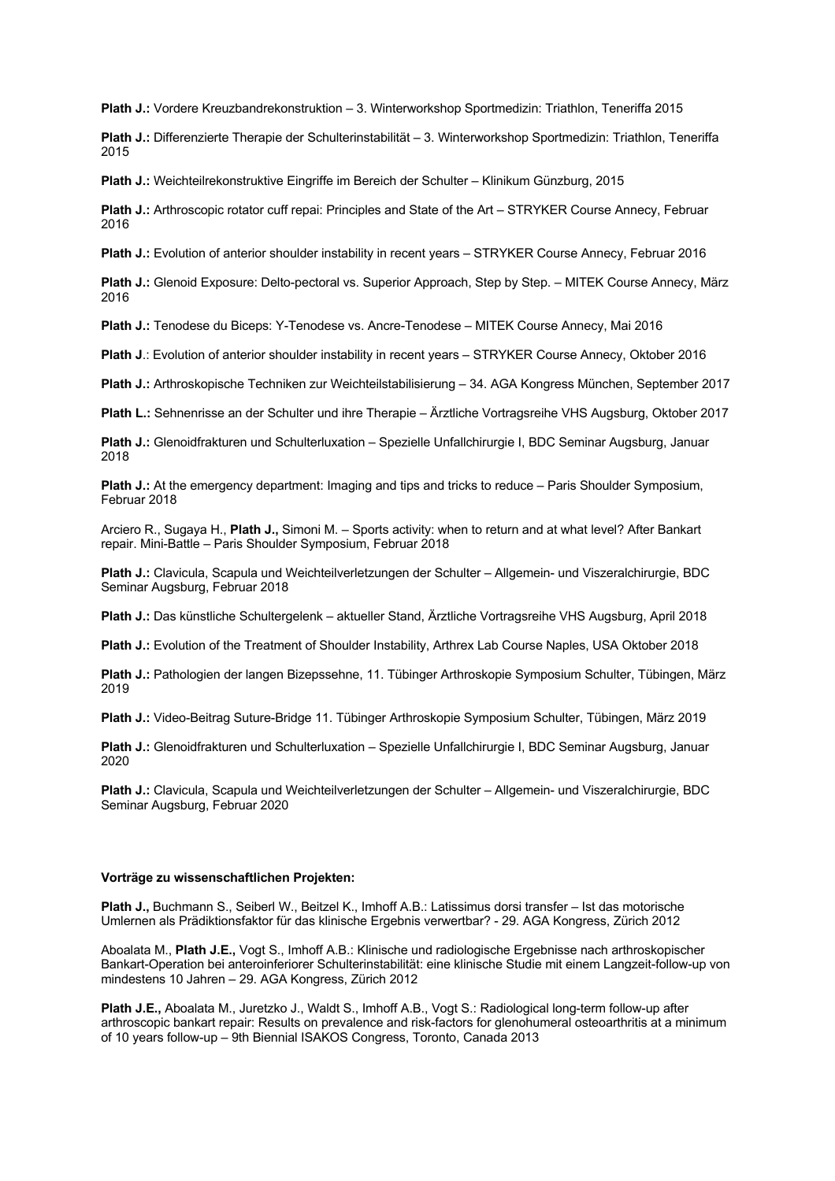**Plath J.:** Vordere Kreuzbandrekonstruktion – 3. Winterworkshop Sportmedizin: Triathlon, Teneriffa 2015

**Plath J.:** Differenzierte Therapie der Schulterinstabilität – 3. Winterworkshop Sportmedizin: Triathlon, Teneriffa 2015

**Plath J.:** Weichteilrekonstruktive Eingriffe im Bereich der Schulter – Klinikum Günzburg, 2015

**Plath J.:** Arthroscopic rotator cuff repai: Principles and State of the Art – STRYKER Course Annecy, Februar 2016

**Plath J.:** Evolution of anterior shoulder instability in recent years – STRYKER Course Annecy, Februar 2016

**Plath J.:** Glenoid Exposure: Delto-pectoral vs. Superior Approach, Step by Step. – MITEK Course Annecy, März 2016

**Plath J.:** Tenodese du Biceps: Y-Tenodese vs. Ancre-Tenodese – MITEK Course Annecy, Mai 2016

**Plath J**.: Evolution of anterior shoulder instability in recent years – STRYKER Course Annecy, Oktober 2016

**Plath J.:** Arthroskopische Techniken zur Weichteilstabilisierung – 34. AGA Kongress München, September 2017

**Plath L.:** Sehnenrisse an der Schulter und ihre Therapie – Ärztliche Vortragsreihe VHS Augsburg, Oktober 2017

**Plath J.:** Glenoidfrakturen und Schulterluxation – Spezielle Unfallchirurgie I, BDC Seminar Augsburg, Januar 2018

**Plath J.:** At the emergency department: Imaging and tips and tricks to reduce – Paris Shoulder Symposium, Februar 2018

Arciero R., Sugaya H., **Plath J.,** Simoni M. – Sports activity: when to return and at what level? After Bankart repair. Mini-Battle – Paris Shoulder Symposium, Februar 2018

**Plath J.:** Clavicula, Scapula und Weichteilverletzungen der Schulter – Allgemein- und Viszeralchirurgie, BDC Seminar Augsburg, Februar 2018

**Plath J.:** Das künstliche Schultergelenk – aktueller Stand, Ärztliche Vortragsreihe VHS Augsburg, April 2018

**Plath J.:** Evolution of the Treatment of Shoulder Instability, Arthrex Lab Course Naples, USA Oktober 2018

**Plath J.:** Pathologien der langen Bizepssehne, 11. Tübinger Arthroskopie Symposium Schulter, Tübingen, März 2019

**Plath J.:** Video-Beitrag Suture-Bridge 11. Tübinger Arthroskopie Symposium Schulter, Tübingen, März 2019

**Plath J.:** Glenoidfrakturen und Schulterluxation – Spezielle Unfallchirurgie I, BDC Seminar Augsburg, Januar 2020

**Plath J.:** Clavicula, Scapula und Weichteilverletzungen der Schulter – Allgemein- und Viszeralchirurgie, BDC Seminar Augsburg, Februar 2020

**Vorträge zu wissenschaftlichen Projekten:**

**Plath J.,** Buchmann S., Seiberl W., Beitzel K., Imhoff A.B.: Latissimus dorsi transfer – Ist das motorische Umlernen als Prädiktionsfaktor für das klinische Ergebnis verwertbar? - 29. AGA Kongress, Zürich 2012

Aboalata M., **Plath J.E.,** Vogt S., Imhoff A.B.: Klinische und radiologische Ergebnisse nach arthroskopischer Bankart-Operation bei anteroinferiorer Schulterinstabilität: eine klinische Studie mit einem Langzeit-follow-up von mindestens 10 Jahren – 29. AGA Kongress, Zürich 2012

**Plath J.E.,** Aboalata M., Juretzko J., Waldt S., Imhoff A.B., Vogt S.: Radiological long-term follow-up after arthroscopic bankart repair: Results on prevalence and risk-factors for glenohumeral osteoarthritis at a minimum of 10 years follow-up – 9th Biennial ISAKOS Congress, Toronto, Canada 2013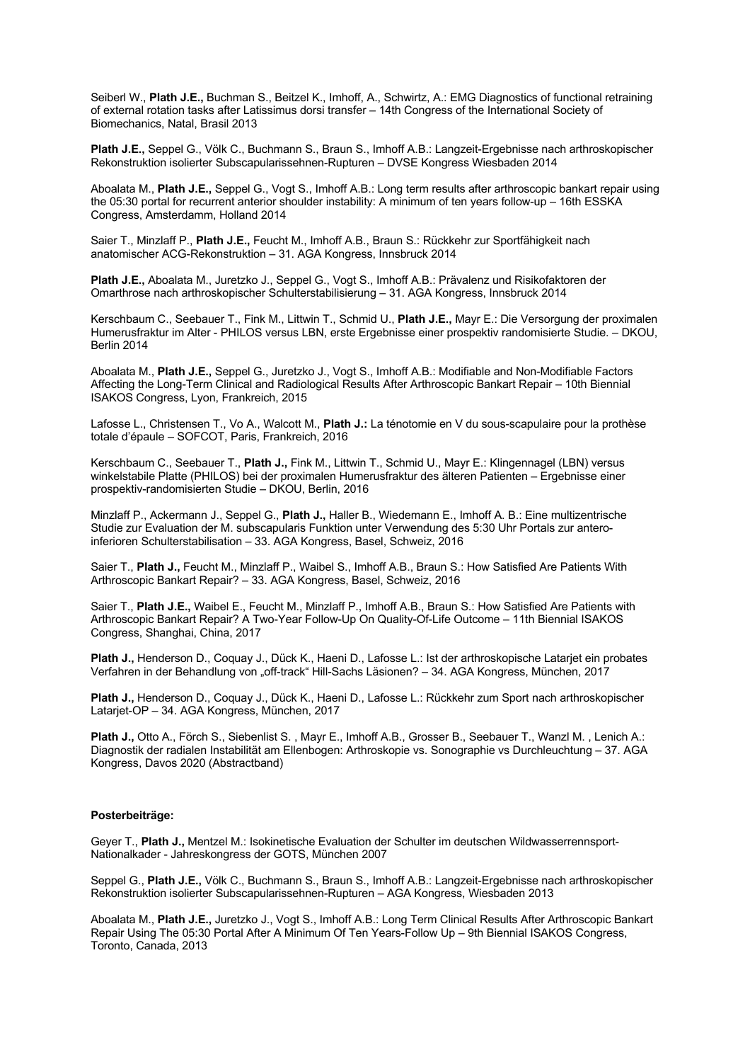Seiberl W., **Plath J.E.,** Buchman S., Beitzel K., Imhoff, A., Schwirtz, A.: EMG Diagnostics of functional retraining of external rotation tasks after Latissimus dorsi transfer – 14th Congress of the International Society of Biomechanics, Natal, Brasil 2013

**Plath J.E.,** Seppel G., Völk C., Buchmann S., Braun S., Imhoff A.B.: Langzeit-Ergebnisse nach arthroskopischer Rekonstruktion isolierter Subscapularissehnen-Rupturen – DVSE Kongress Wiesbaden 2014

Aboalata M., **Plath J.E.,** Seppel G., Vogt S., Imhoff A.B.: Long term results after arthroscopic bankart repair using the 05:30 portal for recurrent anterior shoulder instability: A minimum of ten years follow-up – 16th ESSKA Congress, Amsterdamm, Holland 2014

Saier T., Minzlaff P., **Plath J.E.,** Feucht M., Imhoff A.B., Braun S.: Rückkehr zur Sportfähigkeit nach anatomischer ACG-Rekonstruktion – 31. AGA Kongress, Innsbruck 2014

**Plath J.E.,** Aboalata M., Juretzko J., Seppel G., Vogt S., Imhoff A.B.: Prävalenz und Risikofaktoren der Omarthrose nach arthroskopischer Schulterstabilisierung – 31. AGA Kongress, Innsbruck 2014

Kerschbaum C., Seebauer T., Fink M., Littwin T., Schmid U., **Plath J.E.,** Mayr E.: Die Versorgung der proximalen Humerusfraktur im Alter - PHILOS versus LBN, erste Ergebnisse einer prospektiv randomisierte Studie. – DKOU, Berlin 2014

Aboalata M., **Plath J.E.,** Seppel G., Juretzko J., Vogt S., Imhoff A.B.: Modifiable and Non-Modifiable Factors Affecting the Long-Term Clinical and Radiological Results After Arthroscopic Bankart Repair – 10th Biennial ISAKOS Congress, Lyon, Frankreich, 2015

Lafosse L., Christensen T., Vo A., Walcott M., **Plath J.:** La ténotomie en V du sous-scapulaire pour la prothèse totale d'épaule – SOFCOT, Paris, Frankreich, 2016

Kerschbaum C., Seebauer T., **Plath J.,** Fink M., Littwin T., Schmid U., Mayr E.: Klingennagel (LBN) versus winkelstabile Platte (PHILOS) bei der proximalen Humerusfraktur des älteren Patienten – Ergebnisse einer prospektiv-randomisierten Studie – DKOU, Berlin, 2016

Minzlaff P., Ackermann J., Seppel G., **Plath J.,** Haller B., Wiedemann E., Imhoff A. B.: Eine multizentrische Studie zur Evaluation der M. subscapularis Funktion unter Verwendung des 5:30 Uhr Portals zur antero-inferioren Schulterstabilisation – 33. AGA Kongress, Basel, Schweiz, 2016

Saier T., **Plath J.,** Feucht M., Minzlaff P., Waibel S., Imhoff A.B., Braun S.: How Satisfied Are Patients With Arthroscopic Bankart Repair? – 33. AGA Kongress, Basel, Schweiz, 2016

Saier T., **Plath J.E.,** Waibel E., Feucht M., Minzlaff P., Imhoff A.B., Braun S.: How Satisfied Are Patients with Arthroscopic Bankart Repair? A Two-Year Follow-Up On Quality-Of-Life Outcome – 11th Biennial ISAKOS Congress, Shanghai, China, 2017

**Plath J.,** Henderson D., Coquay J., Dück K., Haeni D., Lafosse L.: Ist der arthroskopische Latarjet ein probates Verfahren in der Behandlung von „off-track" Hill-Sachs Läsionen? – 34. AGA Kongress, München, 2017

**Plath J.,** Henderson D., Coquay J., Dück K., Haeni D., Lafosse L.: Rückkehr zum Sport nach arthroskopischer Latarjet-OP – 34. AGA Kongress, München, 2017

**Plath J.,** Otto A., Förch S., Siebenlist S. , Mayr E., Imhoff A.B., Grosser B., Seebauer T., Wanzl M. , Lenich A.: Diagnostik der radialen Instabilität am Ellenbogen: Arthroskopie vs. Sonographie vs Durchleuchtung – 37. AGA Kongress, Davos 2020 (Abstractband)

**Posterbeiträge:**

Geyer T., **Plath J.,** Mentzel M.: Isokinetische Evaluation der Schulter im deutschen Wildwasserrennsport-Nationalkader - Jahreskongress der GOTS, München 2007

Seppel G., **Plath J.E.,** Völk C., Buchmann S., Braun S., Imhoff A.B.: Langzeit-Ergebnisse nach arthroskopischer Rekonstruktion isolierter Subscapularissehnen-Rupturen – AGA Kongress, Wiesbaden 2013

Aboalata M., **Plath J.E.,** Juretzko J., Vogt S., Imhoff A.B.: Long Term Clinical Results After Arthroscopic Bankart Repair Using The 05:30 Portal After A Minimum Of Ten Years-Follow Up – 9th Biennial ISAKOS Congress, Toronto, Canada, 2013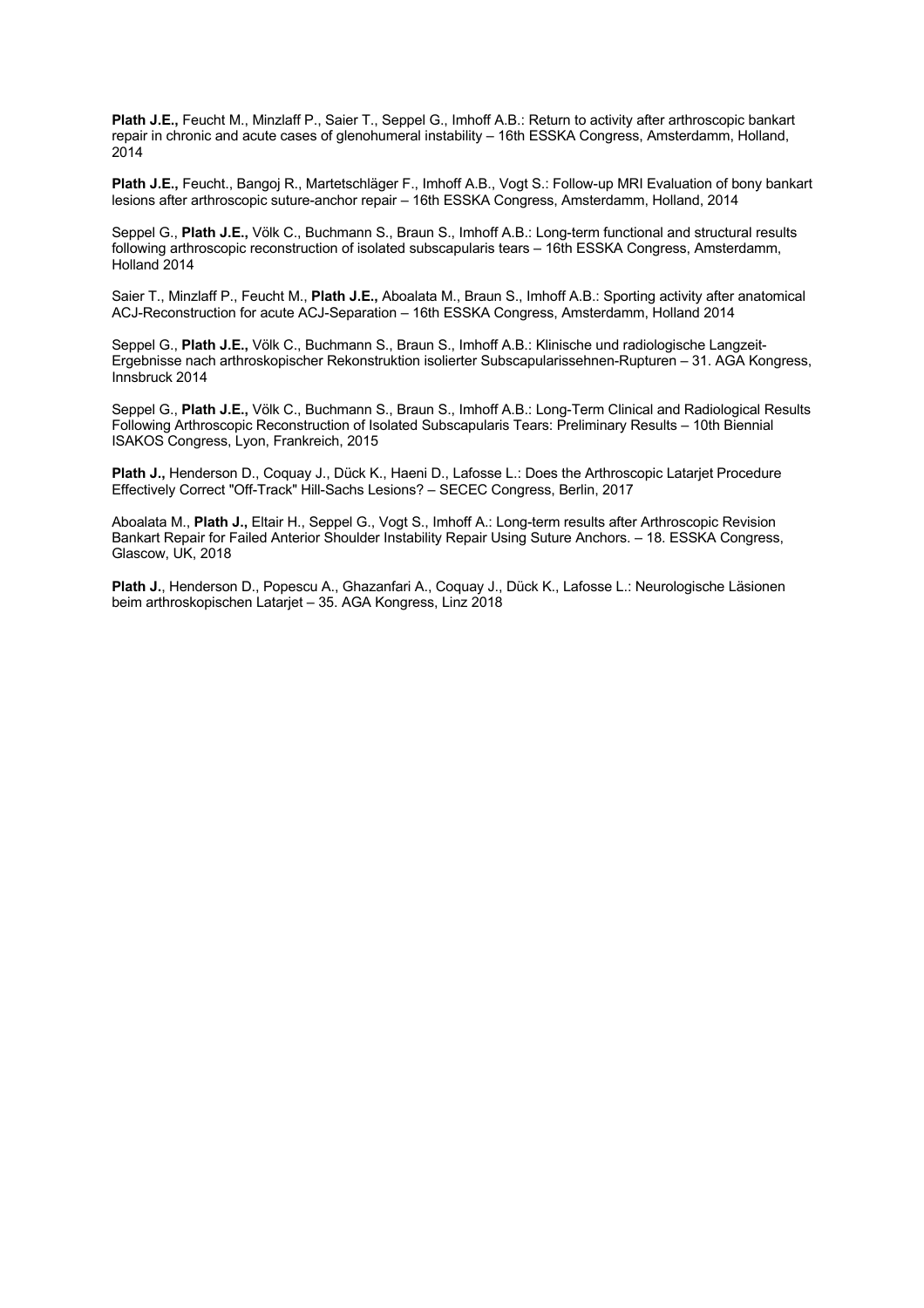**Plath J.E.,** Feucht M., Minzlaff P., Saier T., Seppel G., Imhoff A.B.: Return to activity after arthroscopic bankart repair in chronic and acute cases of glenohumeral instability – 16th ESSKA Congress, Amsterdamm, Holland, 2014

**Plath J.E.,** Feucht., Bangoj R., Martetschläger F., Imhoff A.B., Vogt S.: Follow-up MRI Evaluation of bony bankart lesions after arthroscopic suture-anchor repair – 16th ESSKA Congress, Amsterdamm, Holland, 2014

Seppel G., **Plath J.E.,** Völk C., Buchmann S., Braun S., Imhoff A.B.: Long-term functional and structural results following arthroscopic reconstruction of isolated subscapularis tears – 16th ESSKA Congress, Amsterdamm, Holland 2014

Saier T., Minzlaff P., Feucht M., **Plath J.E.,** Aboalata M., Braun S., Imhoff A.B.: Sporting activity after anatomical ACJ-Reconstruction for acute ACJ-Separation – 16th ESSKA Congress, Amsterdamm, Holland 2014

Seppel G., **Plath J.E.,** Völk C., Buchmann S., Braun S., Imhoff A.B.: Klinische und radiologische Langzeit-Ergebnisse nach arthroskopischer Rekonstruktion isolierter Subscapularissehnen-Rupturen – 31. AGA Kongress, Innsbruck 2014

Seppel G., **Plath J.E.,** Völk C., Buchmann S., Braun S., Imhoff A.B.: Long-Term Clinical and Radiological Results Following Arthroscopic Reconstruction of Isolated Subscapularis Tears: Preliminary Results – 10th Biennial ISAKOS Congress, Lyon, Frankreich, 2015

**Plath J.,** Henderson D., Coquay J., Dück K., Haeni D., Lafosse L.: Does the Arthroscopic Latarjet Procedure Effectively Correct "Off-Track" Hill-Sachs Lesions? – SECEC Congress, Berlin, 2017

Aboalata M., **Plath J.,** Eltair H., Seppel G., Vogt S., Imhoff A.: Long-term results after Arthroscopic Revision Bankart Repair for Failed Anterior Shoulder Instability Repair Using Suture Anchors. – 18. ESSKA Congress, Glascow, UK, 2018

**Plath J.**, Henderson D., Popescu A., Ghazanfari A., Coquay J., Dück K., Lafosse L.: Neurologische Läsionen beim arthroskopischen Latarjet – 35. AGA Kongress, Linz 2018